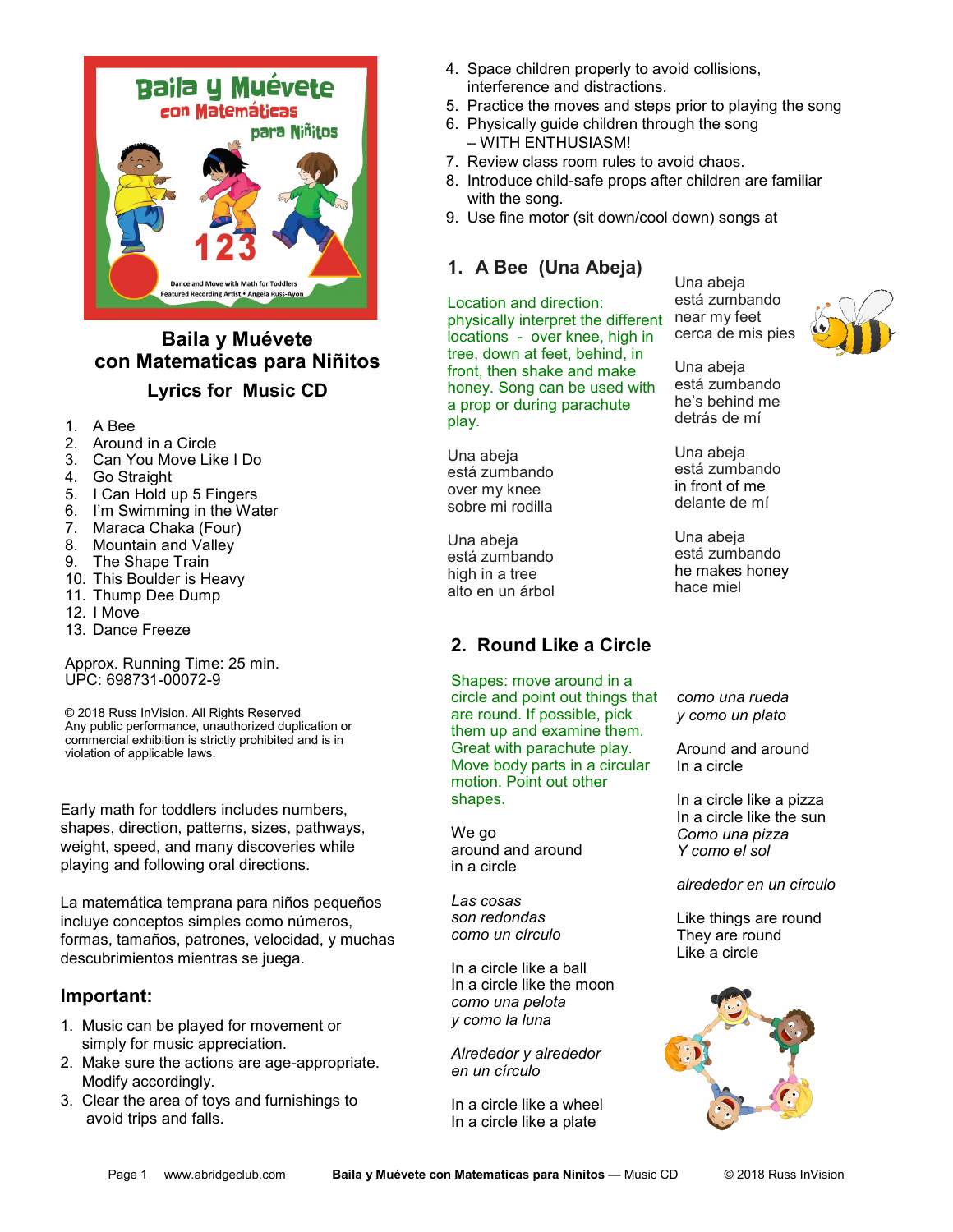## Baila y Muévete con Matematicas para Niñitos

### Lyrics for Music CD

1. A Bee
2. Around in a Circle
3. Can You Move Like I Do
4. Go Straight
5. I Can Hold up 5 Fingers
6. I'm Swimming in the Water
7. Maraca Chaka (Four)
8. Mountain and Valley
9. The Shape Train
10. This Boulder is Heavy
11. Thump Dee Dump
12. I Move
13. Dance Freeze

Approx. Running Time: 25 min.
UPC: 698731-00072-9

© 2018 Russ InVision. All Rights Reserved
Any public performance, unauthorized duplication or commercial exhibition is strictly prohibited and is in violation of applicable laws.

Early math for toddlers includes numbers, shapes, direction, patterns, sizes, pathways, weight, speed, and many discoveries while playing and following oral directions.

La matemática temprana para niños pequeños incluye conceptos simples como números, formas, tamaños, patrones, velocidad, y muchas descubrimientos mientras se juega.

### Important:

1. Music can be played for movement or simply for music appreciation.
2. Make sure the actions are age-appropriate. Modify accordingly.
3. Clear the area of toys and furnishings to avoid trips and falls.
4. Space children properly to avoid collisions, interference and distractions.
5. Practice the moves and steps prior to playing the song
6. Physically guide children through the song – WITH ENTHUSIASM!
7. Review class room rules to avoid chaos.
8. Introduce child-safe props after children are familiar with the song.
9. Use fine motor (sit down/cool down) songs at

## 1. A Bee (Una Abeja)

Location and direction: physically interpret the different locations - over knee, high in tree, down at feet, behind, in front, then shake and make honey. Song can be used with a prop or during parachute play.

Una abeja
está zumbando
over my knee
sobre mi rodilla

Una abeja
está zumbando
high in a tree
alto en un árbol

Una abeja
está zumbando
near my feet
cerca de mis pies

Una abeja
está zumbando
he's behind me
detrás de mí

Una abeja
está zumbando
in front of me
delante de mí

Una abeja
está zumbando
he makes honey
hace miel

## 2. Round Like a Circle

Shapes: move around in a circle and point out things that are round. If possible, pick them up and examine them. Great with parachute play. Move body parts in a circular motion. Point out other shapes.

We go
around and around
in a circle

*Las cosas*
*son redondas*
*como un círculo*

In a circle like a ball
In a circle like the moon
*como una pelota*
*y como la luna*

*Alrededor y alrededor*
*en un círculo*

In a circle like a wheel
In a circle like a plate
*como una rueda*
*y como un plato*

Around and around
In a circle

In a circle like a pizza
In a circle like the sun
*Como una pizza*
*Y como el sol*

*alrededor en un círculo*

Like things are round
They are round
Like a circle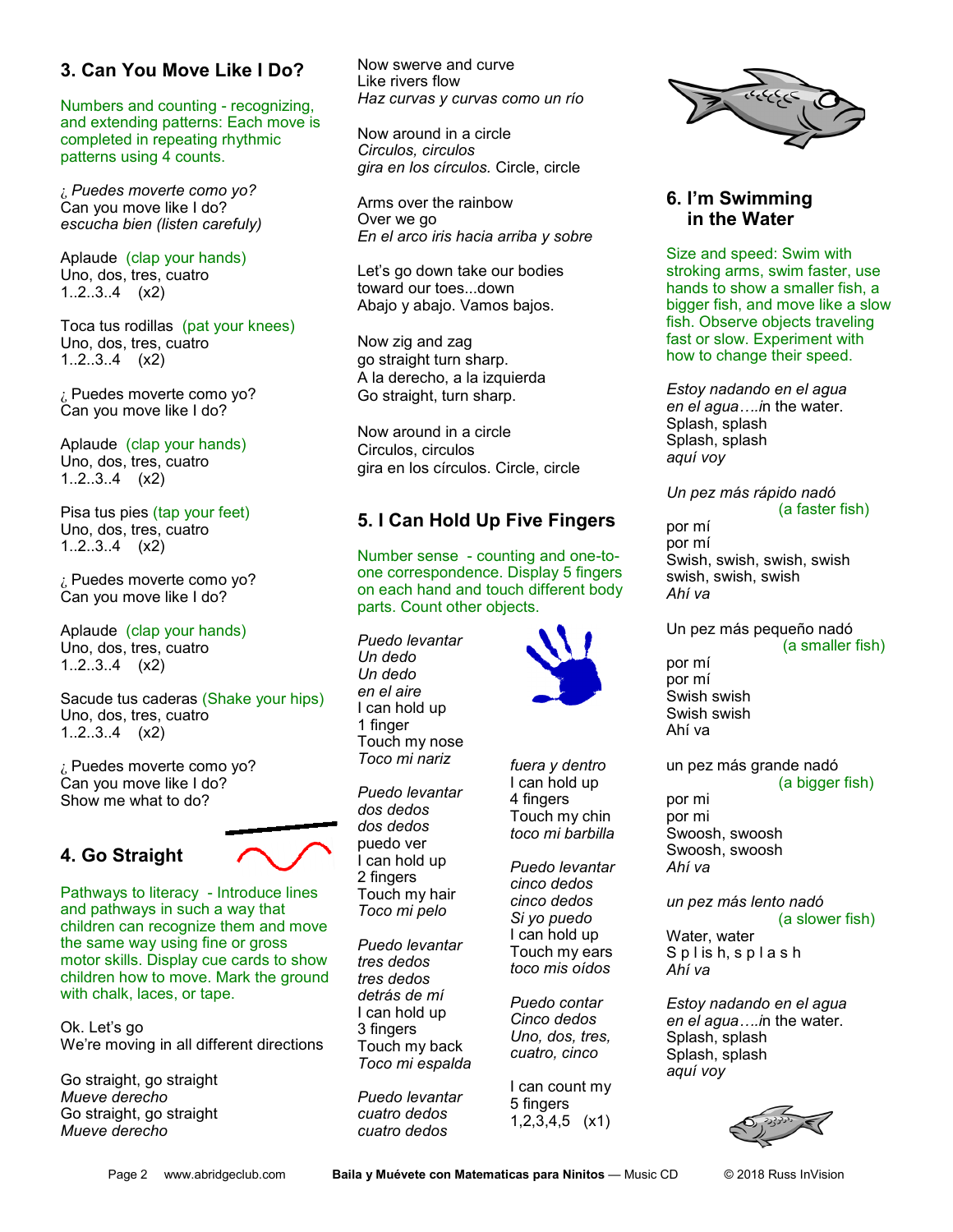## 3. Can You Move Like I Do?

Numbers and counting - recognizing, and extending patterns: Each move is completed in repeating rhythmic patterns using 4 counts.

*¿ Puedes moverte como yo?*
Can you move like I do?
*escucha bien (listen carefuly)*

Aplaude (clap your hands)
Uno, dos, tres, cuatro
1..2..3..4 (x2)

Toca tus rodillas (pat your knees)
Uno, dos, tres, cuatro
1..2..3..4 (x2)

¿ Puedes moverte como yo?
Can you move like I do?

Aplaude (clap your hands)
Uno, dos, tres, cuatro
1..2..3..4 (x2)

Pisa tus pies (tap your feet)
Uno, dos, tres, cuatro
1..2..3..4 (x2)

¿ Puedes moverte como yo?
Can you move like I do?

Aplaude (clap your hands)
Uno, dos, tres, cuatro
1..2..3..4 (x2)

Sacude tus caderas (Shake your hips)
Uno, dos, tres, cuatro
1..2..3..4 (x2)

¿ Puedes moverte como yo?
Can you move like I do?
Show me what to do?

## 4. Go Straight

Pathways to literacy - Introduce lines and pathways in such a way that children can recognize them and move the same way using fine or gross motor skills. Display cue cards to show children how to move. Mark the ground with chalk, laces, or tape.

Ok. Let's go
We're moving in all different directions

Go straight, go straight
*Mueve derecho*
Go straight, go straight
*Mueve derecho*

Now swerve and curve
Like rivers flow
*Haz curvas y curvas como un río*

Now around in a circle
*Circulos, circulos*
*gira en los círculos.* Circle, circle

Arms over the rainbow
Over we go
*En el arco iris hacia arriba y sobre*

Let's go down take our bodies
toward our toes...down
Abajo y abajo. Vamos bajos.

Now zig and zag
go straight turn sharp.
A la derecho, a la izquierda
Go straight, turn sharp.

Now around in a circle
Circulos, circulos
gira en los círculos. Circle, circle

## 5. I Can Hold Up Five Fingers

Number sense - counting and one-to-one correspondence. Display 5 fingers on each hand and touch different body parts. Count other objects.

*Puedo levantar*
*Un dedo*
*Un dedo*
*en el aire*
I can hold up
1 finger
Touch my nose
*Toco mi nariz*

*Puedo levantar*
*dos dedos*
*dos dedos*
puedo ver
I can hold up
2 fingers
Touch my hair
*Toco mi pelo*

*Puedo levantar*
*tres dedos*
*tres dedos*
*detrás de mí*
I can hold up
3 fingers
Touch my back
*Toco mi espalda*

*Puedo levantar*
*cuatro dedos*
*cuatro dedos*
*fuera y dentro*
I can hold up
4 fingers
Touch my chin
*toco mi barbilla*

*Puedo levantar*
*cinco dedos*
*cinco dedos*
*Si yo puedo*
I can hold up
Touch my ears
*toco mis oídos*

*Puedo contar*
*Cinco dedos*
*Uno, dos, tres, cuatro, cinco*

I can count my
5 fingers
1,2,3,4,5 (x1)

## 6. I'm Swimming in the Water

Size and speed: Swim with stroking arms, swim faster, use hands to show a smaller fish, a bigger fish, and move like a slow fish. Observe objects traveling fast or slow. Experiment with how to change their speed.

*Estoy nadando en el agua*
*en el agua….*in the water.
Splash, splash
Splash, splash
*aquí voy*

*Un pez más rápido nadó*
(a faster fish)
por mí
por mí
Swish, swish, swish, swish
swish, swish, swish
*Ahí va*

Un pez más pequeño nadó
(a smaller fish)
por mí
por mí
Swish swish
Swish swish
Ahí va

un pez más grande nadó
(a bigger fish)
por mi
por mi
Swoosh, swoosh
Swoosh, swoosh
*Ahí va*

*un pez más lento nadó*
(a slower fish)
Water, water
S p l i s h, s p l a s h
*Ahí va*

*Estoy nadando en el agua*
*en el agua….*in the water.
Splash, splash
Splash, splash
*aquí voy*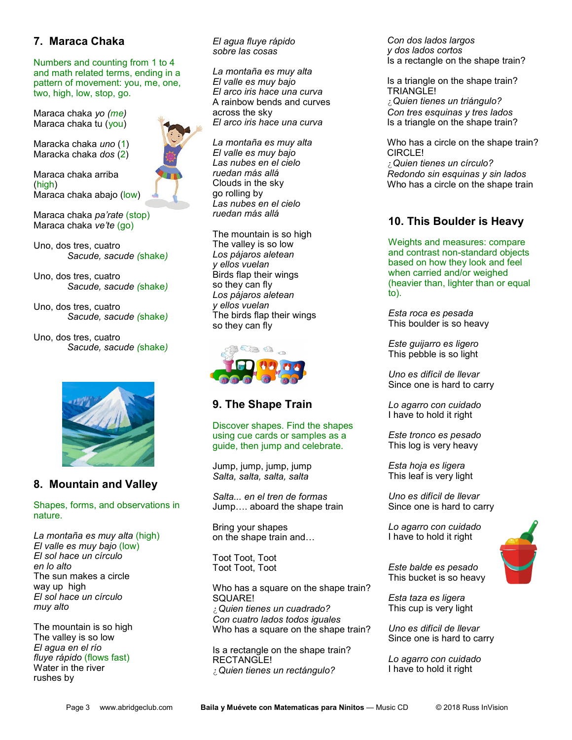## 7. Maraca Chaka

Numbers and counting from 1 to 4 and math related terms, ending in a pattern of movement: you, me, one, two, high, low, stop, go.

Maraca chaka *yo* (me)
Maraca chaka tu (you)

Maracka chaka *uno* (1)
Maracka chaka *dos* (2)

Maraca chaka arriba (high)
Maraca chaka abajo (low)

Maraca chaka *pa'rate* (stop)
Maraca chaka *ve'te* (go)

Uno, dos tres, cuatro
*Sacude, sacude* (shake)

Uno, dos tres, cuatro
*Sacude, sacude* (shake)

Uno, dos tres, cuatro
*Sacude, sacude* (shake)

Uno, dos tres, cuatro
*Sacude, sacude* (shake)

## 8. Mountain and Valley

Shapes, forms, and observations in nature.

*La montaña es muy alta* (high)
*El valle es muy bajo* (low)
*El sol hace un círculo*
*en lo alto*
The sun makes a circle
way up high
*El sol hace un círculo*
*muy alto*

The mountain is so high
The valley is so low
*El agua en el río*
*fluye rápido* (flows fast)
Water in the river
rushes by

*El agua fluye rápido*
*sobre las cosas*

*La montaña es muy alta*
*El valle es muy bajo*
*El arco iris hace una curva*
A rainbow bends and curves
across the sky
*El arco iris hace una curva*

*La montaña es muy alta*
*El valle es muy bajo*
*Las nubes en el cielo*
*ruedan más allá*
Clouds in the sky
go rolling by
*Las nubes en el cielo*
*ruedan más allá*

The mountain is so high
The valley is so low
*Los pájaros aletean*
*y ellos vuelan*
Birds flap their wings
so they can fly
*Los pájaros aletean*
*y ellos vuelan*
The birds flap their wings
so they can fly

## 9. The Shape Train

Discover shapes. Find the shapes using cue cards or samples as a guide, then jump and celebrate.

Jump, jump, jump, jump
*Salta, salta, salta, salta*

*Salta... en el tren de formas*
Jump…. aboard the shape train

Bring your shapes
on the shape train and…

Toot Toot, Toot
Toot Toot, Toot

Who has a square on the shape train?
SQUARE!
*¿Quien tienes un cuadrado?*
*Con cuatro lados todos iguales*
Who has a square on the shape train?

Is a rectangle on the shape train?
RECTANGLE!
*¿Quien tienes un rectángulo?*
*Con dos lados largos*
*y dos lados cortos*
Is a rectangle on the shape train?

Is a triangle on the shape train?
TRIANGLE!
*¿Quien tienes un triángulo?*
*Con tres esquinas y tres lados*
Is a triangle on the shape train?

Who has a circle on the shape train?
CIRCLE!
*¿Quien tienes un círculo?*
*Redondo sin esquinas y sin lados*
Who has a circle on the shape train

## 10. This Boulder is Heavy

Weights and measures: compare and contrast non-standard objects based on how they look and feel when carried and/or weighed (heavier than, lighter than or equal to).

*Esta roca es pesada*
This boulder is so heavy

*Este guijarro es ligero*
This pebble is so light

*Uno es difícil de llevar*
Since one is hard to carry

*Lo agarro con cuidado*
I have to hold it right

*Este tronco es pesado*
This log is very heavy

*Esta hoja es ligera*
This leaf is very light

*Uno es difícil de llevar*
Since one is hard to carry

*Lo agarro con cuidado*
I have to hold it right

*Este balde es pesado*
This bucket is so heavy

*Esta taza es ligera*
This cup is very light

*Uno es difícil de llevar*
Since one is hard to carry

*Lo agarro con cuidado*
I have to hold it right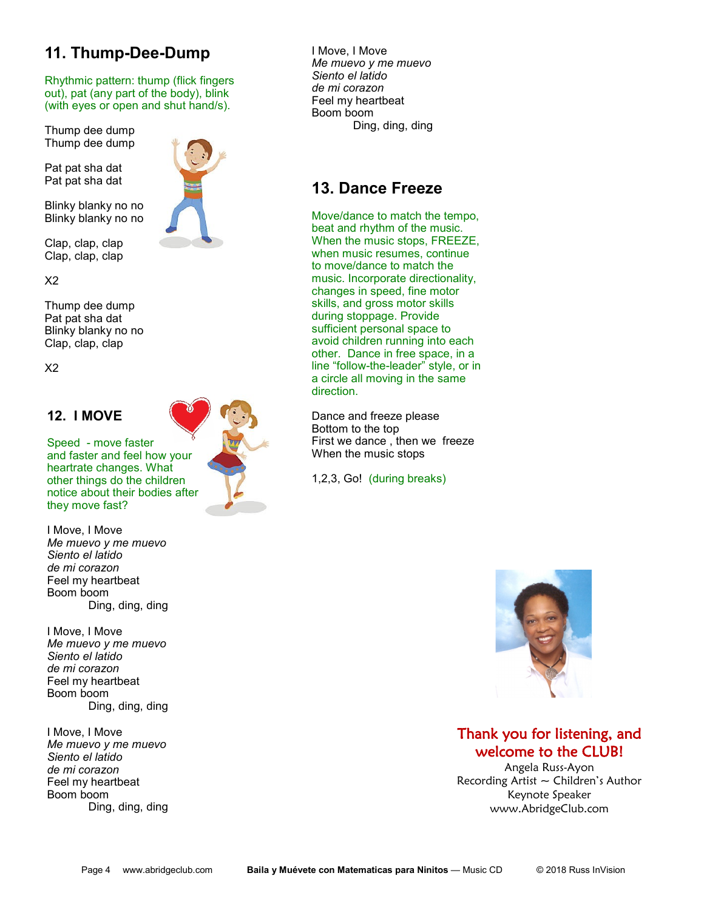## 11. Thump-Dee-Dump

Rhythmic pattern: thump (flick fingers out), pat (any part of the body), blink (with eyes or open and shut hand/s).

Thump dee dump
Thump dee dump

Pat pat sha dat
Pat pat sha dat

Blinky blanky no no
Blinky blanky no no

Clap, clap, clap
Clap, clap, clap

X2

Thump dee dump
Pat pat sha dat
Blinky blanky no no
Clap, clap, clap

X2

## 12. I MOVE

Speed - move faster and faster and feel how your heartrate changes. What other things do the children notice about their bodies after they move fast?

I Move, I Move
*Me muevo y me muevo*
*Siento el latido*
*de mi corazon*
Feel my heartbeat
Boom boom
Ding, ding, ding

I Move, I Move
*Me muevo y me muevo*
*Siento el latido*
*de mi corazon*
Feel my heartbeat
Boom boom
Ding, ding, ding

I Move, I Move
*Me muevo y me muevo*
*Siento el latido*
*de mi corazon*
Feel my heartbeat
Boom boom
Ding, ding, ding

I Move, I Move
*Me muevo y me muevo*
*Siento el latido*
*de mi corazon*
Feel my heartbeat
Boom boom
Ding, ding, ding

## 13. Dance Freeze

Move/dance to match the tempo, beat and rhythm of the music. When the music stops, FREEZE, when music resumes, continue to move/dance to match the music. Incorporate directionality, changes in speed, fine motor skills, and gross motor skills during stoppage. Provide sufficient personal space to avoid children running into each other. Dance in free space, in a line "follow-the-leader" style, or in a circle all moving in the same direction.

Dance and freeze please
Bottom to the top
First we dance , then we freeze
When the music stops

1,2,3, Go! (during breaks)

**Thank you for listening, and welcome to the CLUB!**

Angela Russ-Ayon
Recording Artist ~ Children's Author
Keynote Speaker
www.AbridgeClub.com